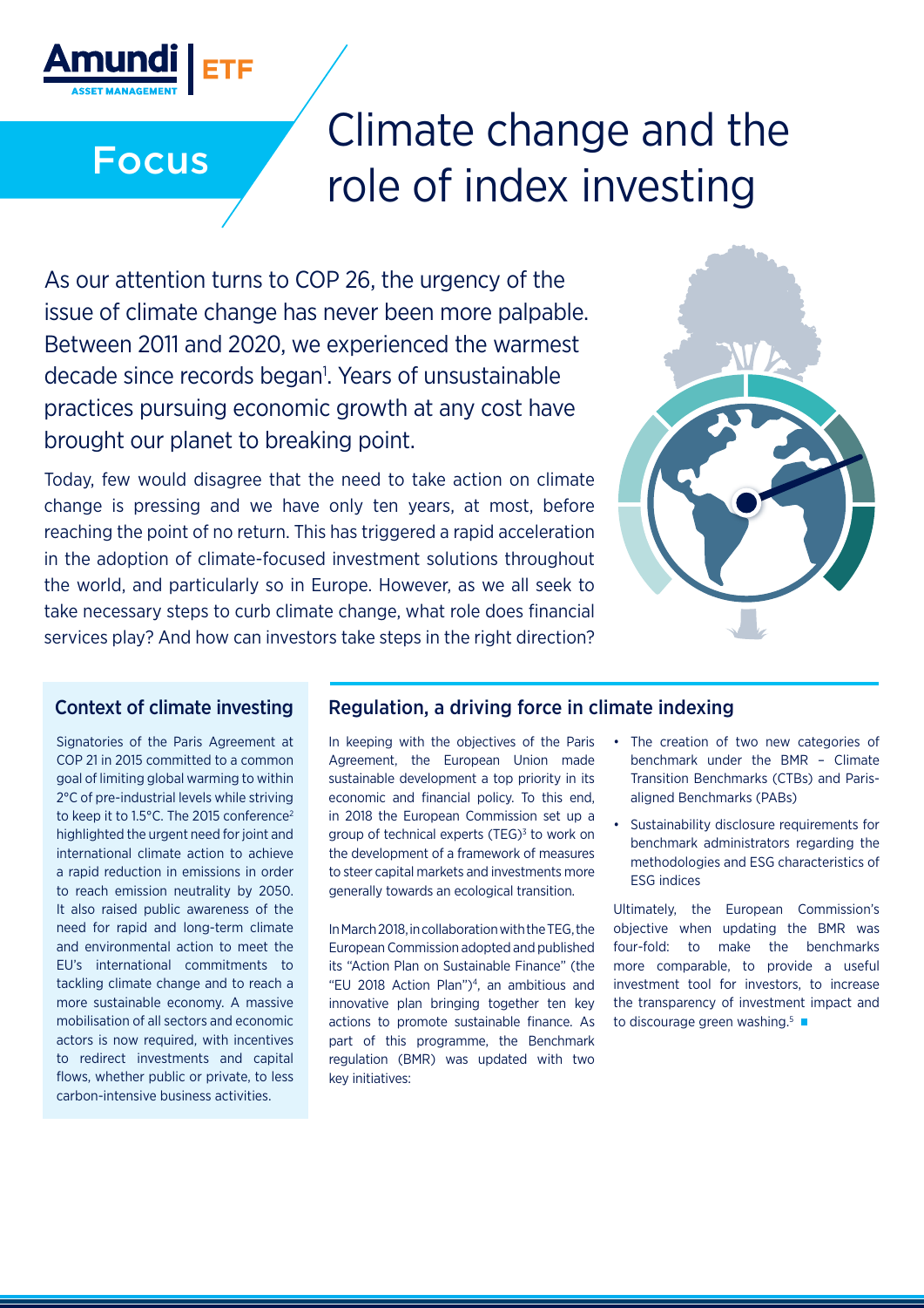Focus

# Climate change and the role of index investing

As our attention turns to COP 26, the urgency of the issue of climate change has never been more palpable. Between 2011 and 2020, we experienced the warmest decade since records began[1]. Years of unsustainable practices pursuing economic growth at any cost have brought our planet to breaking point.

Today, few would disagree that the need to take action on climate change is pressing and we have only ten years, at most, before reaching the point of no return. This has triggered a rapid acceleration in the adoption of climate-focused investment solutions throughout the world, and particularly so in Europe. However, as we all seek to take necessary steps to curb climate change, what role does financial services play? And how can investors take steps in the right direction?

## Context of climate investing

Signatories of the Paris Agreement at COP 21 in 2015 committed to a common goal of limiting global warming to within 2°C of pre-industrial levels while striving to keep it to 1.5°C. The 2015 conference[2] highlighted the urgent need for joint and international climate action to achieve a rapid reduction in emissions in order to reach emission neutrality by 2050. It also raised public awareness of the need for rapid and long-term climate and environmental action to meet the EU's international commitments to tackling climate change and to reach a more sustainable economy. A massive mobilisation of all sectors and economic actors is now required, with incentives to redirect investments and capital flows, whether public or private, to less carbon-intensive business activities.

## Regulation, a driving force in climate indexing

In keeping with the objectives of the Paris Agreement, the European Union made sustainable development a top priority in its economic and financial policy. To this end, in 2018 the European Commission set up a group of technical experts (TEG)[3] to work on the development of a framework of measures to steer capital markets and investments more generally towards an ecological transition.

In March 2018, in collaboration with the TEG, the European Commission adopted and published its "Action Plan on Sustainable Finance" (the "EU 2018 Action Plan")[4], an ambitious and innovative plan bringing together ten key actions to promote sustainable finance. As part of this programme, the Benchmark regulation (BMR) was updated with two key initiatives:

- The creation of two new categories of benchmark under the BMR – Climate Transition Benchmarks (CTBs) and Paris-aligned Benchmarks (PABs)
- Sustainability disclosure requirements for benchmark administrators regarding the methodologies and ESG characteristics of ESG indices

Ultimately, the European Commission's objective when updating the BMR was four-fold: to make the benchmarks more comparable, to provide a useful investment tool for investors, to increase the transparency of investment impact and to discourage green washing.[5] ■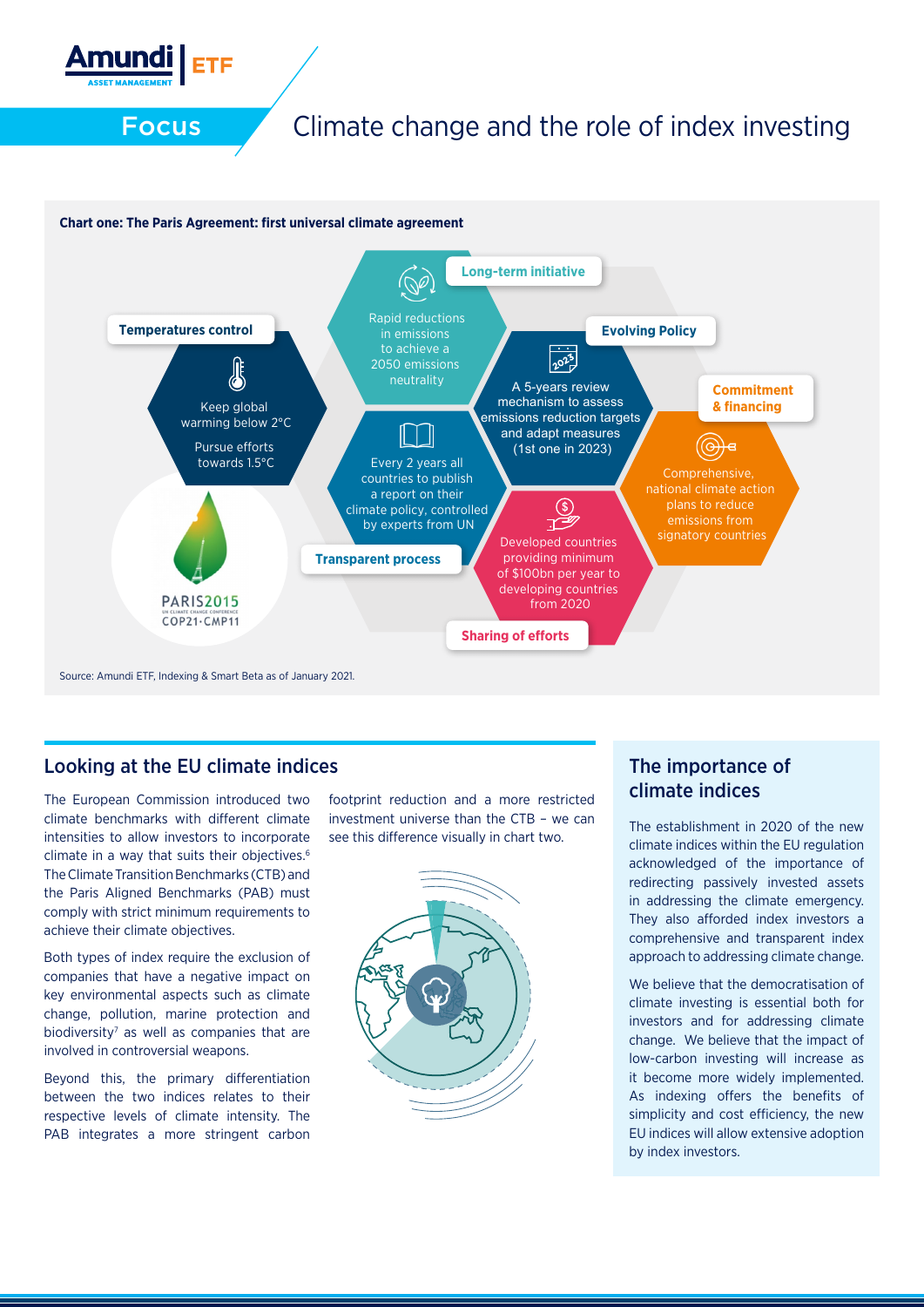# Focus

# Climate change and the role of index investing

**Chart one: The Paris Agreement: first universal climate agreement**

**Temperatures control**

Keep global warming below 2°C

Pursue efforts towards 1.5°C

**Long-term initiative**

Rapid reductions in emissions to achieve a 2050 emissions neutrality

**Evolving Policy**

A 5-years review mechanism to assess emissions reduction targets and adapt measures (1st one in 2023)

**Commitment & financing**

Comprehensive, national climate action plans to reduce emissions from signatory countries

**Transparent process**

Every 2 years all countries to publish a report on their climate policy, controlled by experts from UN

**Sharing of efforts**

Developed countries providing minimum of $100bn per year to developing countries from 2020

PARIS2015 UN CLIMATE CHANGE CONFERENCE COP21·CMP11

Source: Amundi ETF, Indexing & Smart Beta as of January 2021.

## Looking at the EU climate indices

The European Commission introduced two climate benchmarks with different climate intensities to allow investors to incorporate climate in a way that suits their objectives.[6] The Climate Transition Benchmarks (CTB) and the Paris Aligned Benchmarks (PAB) must comply with strict minimum requirements to achieve their climate objectives.

Both types of index require the exclusion of companies that have a negative impact on key environmental aspects such as climate change, pollution, marine protection and biodiversity[7] as well as companies that are involved in controversial weapons.

Beyond this, the primary differentiation between the two indices relates to their respective levels of climate intensity. The PAB integrates a more stringent carbon footprint reduction and a more restricted investment universe than the CTB – we can see this difference visually in chart two.

## The importance of climate indices

The establishment in 2020 of the new climate indices within the EU regulation acknowledged of the importance of redirecting passively invested assets in addressing the climate emergency. They also afforded index investors a comprehensive and transparent index approach to addressing climate change.

We believe that the democratisation of climate investing is essential both for investors and for addressing climate change. We believe that the impact of low-carbon investing will increase as it become more widely implemented. As indexing offers the benefits of simplicity and cost efficiency, the new EU indices will allow extensive adoption by index investors.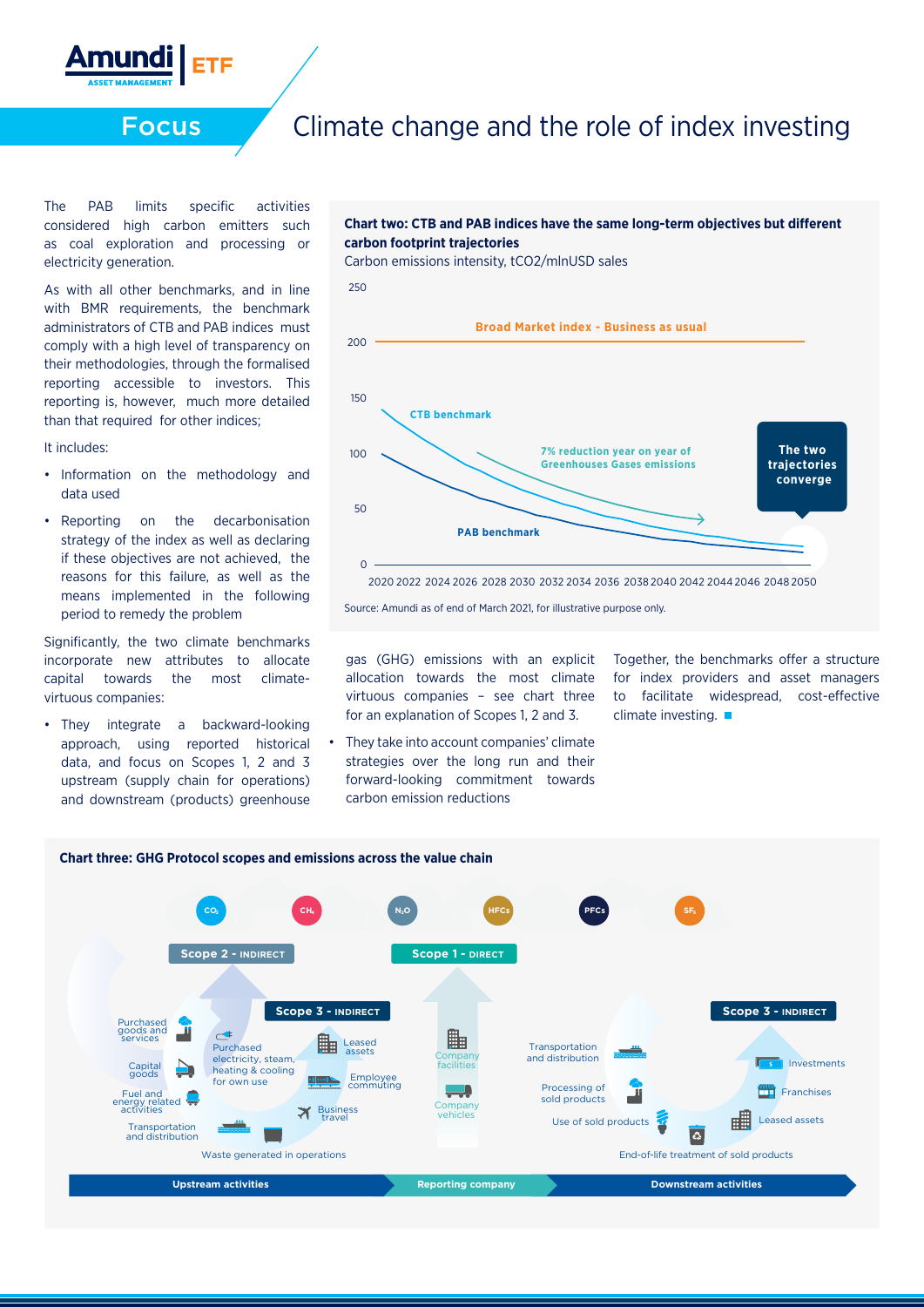# Focus

## Climate change and the role of index investing

The PAB limits specific activities considered high carbon emitters such as coal exploration and processing or electricity generation.

As with all other benchmarks, and in line with BMR requirements, the benchmark administrators of CTB and PAB indices must comply with a high level of transparency on their methodologies, through the formalised reporting accessible to investors. This reporting is, however, much more detailed than that required for other indices;

It includes:

- Information on the methodology and data used
- Reporting on the decarbonisation strategy of the index as well as declaring if these objectives are not achieved, the reasons for this failure, as well as the means implemented in the following period to remedy the problem

Significantly, the two climate benchmarks incorporate new attributes to allocate capital towards the most climate-virtuous companies:

- They integrate a backward-looking approach, using reported historical data, and focus on Scopes 1, 2 and 3 upstream (supply chain for operations) and downstream (products) greenhouse gas (GHG) emissions with an explicit allocation towards the most climate virtuous companies – see chart three for an explanation of Scopes 1, 2 and 3.
- They take into account companies' climate strategies over the long run and their forward-looking commitment towards carbon emission reductions

Together, the benchmarks offer a structure for index providers and asset managers to facilitate widespread, cost-effective climate investing.

**Chart two: CTB and PAB indices have the same long-term objectives but different carbon footprint trajectories**

Carbon emissions intensity, $tCO_2$/mlnUSD sales

Broad Market index - Business as usual; CTB benchmark; PAB benchmark; 7% reduction year on year of Greenhouses Gases emissions; The two trajectories converge

Source: Amundi as of end of March 2021, for illustrative purpose only.

**Chart three: GHG Protocol scopes and emissions across the value chain**

$CO_2$, $CH_4$, $N_2O$, HFCs, PFCs, $SF_6$

Scope 2 - INDIRECT: Purchased electricity, steam, heating & cooling for own use

Scope 1 - DIRECT: Company facilities; Company vehicles

Scope 3 - INDIRECT (Upstream activities): Purchased goods and services; Capital goods; Fuel and energy related activities; Transportation and distribution; Waste generated in operations; Business travel; Employee commuting; Leased assets

Scope 3 - INDIRECT (Downstream activities): Transportation and distribution; Processing of sold products; Use of sold products; End-of-life treatment of sold products; Leased assets; Franchises; Investments

Upstream activities | Reporting company | Downstream activities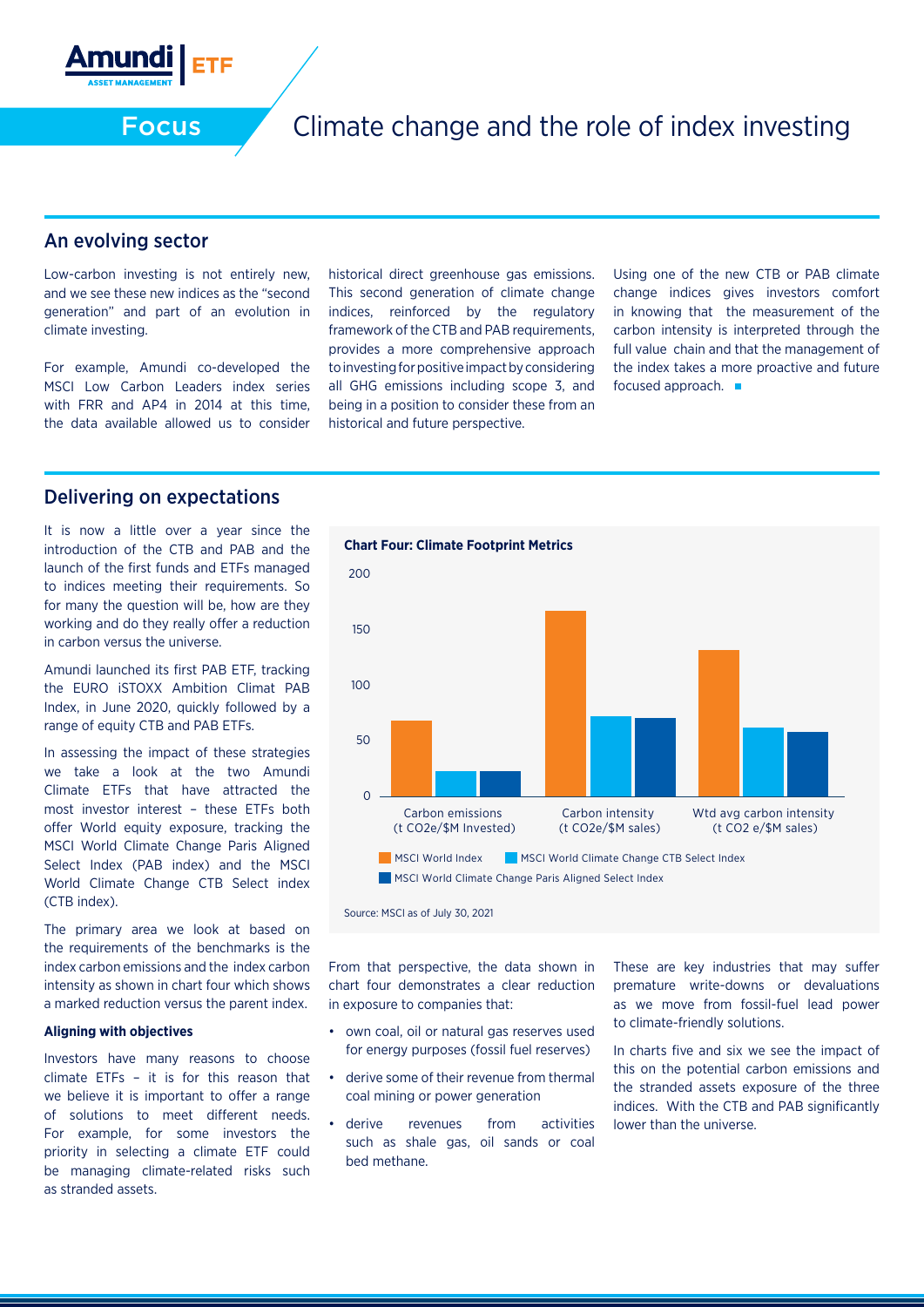# Focus — Climate change and the role of index investing

## An evolving sector

Low-carbon investing is not entirely new, and we see these new indices as the "second generation" and part of an evolution in climate investing.

For example, Amundi co-developed the MSCI Low Carbon Leaders index series with FRR and AP4 in 2014 at this time, the data available allowed us to consider historical direct greenhouse gas emissions. This second generation of climate change indices, reinforced by the regulatory framework of the CTB and PAB requirements, provides a more comprehensive approach to investing for positive impact by considering all GHG emissions including scope 3, and being in a position to consider these from an historical and future perspective.

Using one of the new CTB or PAB climate change indices gives investors comfort in knowing that the measurement of the carbon intensity is interpreted through the full value chain and that the management of the index takes a more proactive and future focused approach.

## Delivering on expectations

It is now a little over a year since the introduction of the CTB and PAB and the launch of the first funds and ETFs managed to indices meeting their requirements. So for many the question will be, how are they working and do they really offer a reduction in carbon versus the universe.

Amundi launched its first PAB ETF, tracking the EURO iSTOXX Ambition Climat PAB Index, in June 2020, quickly followed by a range of equity CTB and PAB ETFs.

In assessing the impact of these strategies we take a look at the two Amundi Climate ETFs that have attracted the most investor interest – these ETFs both offer World equity exposure, tracking the MSCI World Climate Change Paris Aligned Select Index (PAB index) and the MSCI World Climate Change CTB Select index (CTB index).

The primary area we look at based on the requirements of the benchmarks is the index carbon emissions and the index carbon intensity as shown in chart four which shows a marked reduction versus the parent index.

**Chart Four: Climate Footprint Metrics**

| | MSCI World Index | MSCI World Climate Change CTB Select Index | MSCI World Climate Change Paris Aligned Select Index |
|---|---|---|---|
| Carbon emissions (t CO2e/$M Invested) | ~68 | ~22 | ~22 |
| Carbon intensity (t CO2e/$M sales) | ~166 | ~71 | ~69 |
| Wtd avg carbon intensity (t CO2 e/$M sales) | ~131 | ~61 | ~57 |

Source: MSCI as of July 30, 2021

### Aligning with objectives

Investors have many reasons to choose climate ETFs – it is for this reason that we believe it is important to offer a range of solutions to meet different needs. For example, for some investors the priority in selecting a climate ETF could be managing climate-related risks such as stranded assets.

From that perspective, the data shown in chart four demonstrates a clear reduction in exposure to companies that:

- own coal, oil or natural gas reserves used for energy purposes (fossil fuel reserves)
- derive some of their revenue from thermal coal mining or power generation
- derive revenues from activities such as shale gas, oil sands or coal bed methane.

These are key industries that may suffer premature write-downs or devaluations as we move from fossil-fuel lead power to climate-friendly solutions.

In charts five and six we see the impact of this on the potential carbon emissions and the stranded assets exposure of the three indices. With the CTB and PAB significantly lower than the universe.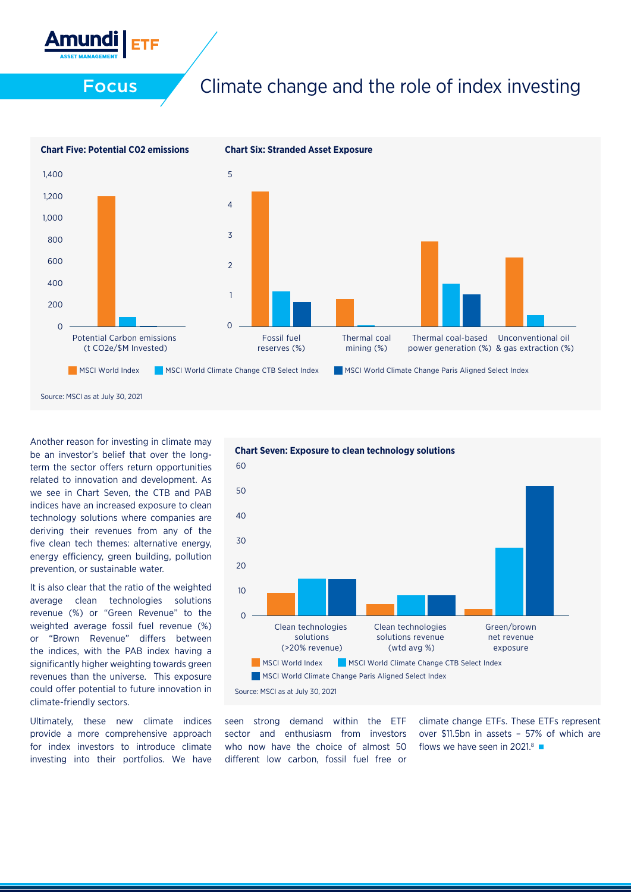# Focus

## Climate change and the role of index investing

**Chart Five: Potential CO2 emissions**

**Chart Six: Stranded Asset Exposure**

Source: MSCI as at July 30, 2021

Another reason for investing in climate may be an investor's belief that over the long-term the sector offers return opportunities related to innovation and development. As we see in Chart Seven, the CTB and PAB indices have an increased exposure to clean technology solutions where companies are deriving their revenues from any of the five clean tech themes: alternative energy, energy efficiency, green building, pollution prevention, or sustainable water.

It is also clear that the ratio of the weighted average clean technologies solutions revenue (%) or "Green Revenue" to the weighted average fossil fuel revenue (%) or "Brown Revenue" differs between the indices, with the PAB index having a significantly higher weighting towards green revenues than the universe. This exposure could offer potential to future innovation in climate-friendly sectors.

**Chart Seven: Exposure to clean technology solutions**

Source: MSCI as at July 30, 2021

Ultimately, these new climate indices provide a more comprehensive approach for index investors to introduce climate investing into their portfolios. We have seen strong demand within the ETF sector and enthusiasm from investors who now have the choice of almost 50 different low carbon, fossil fuel free or climate change ETFs. These ETFs represent over $11.5bn in assets – 57% of which are flows we have seen in 2021.[8]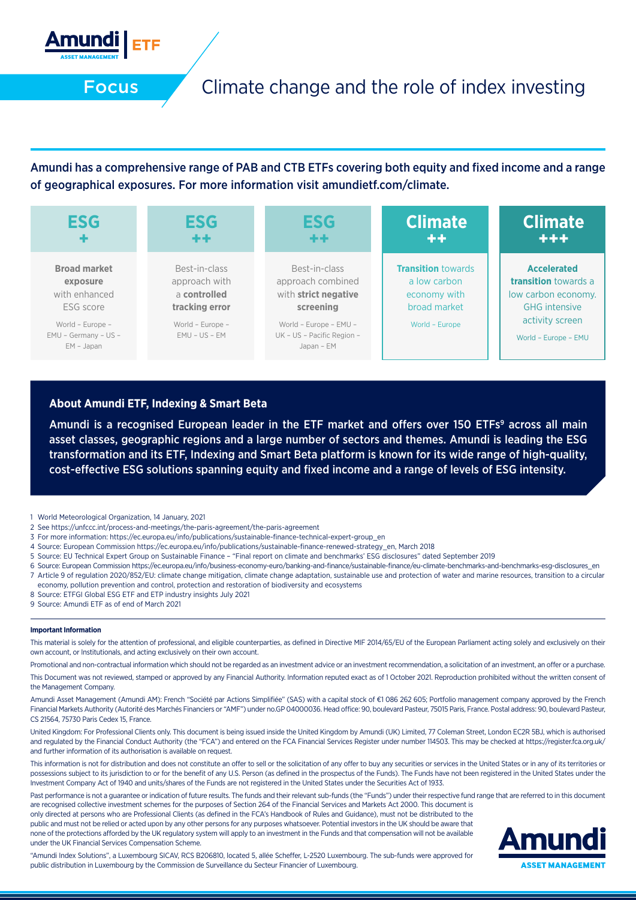# Focus — Climate change and the role of index investing

Amundi has a comprehensive range of PAB and CTB ETFs covering both equity and fixed income and a range of geographical exposures. For more information visit amundietf.com/climate.

| ESG + | ESG ++ | ESG ++ | Climate ++ | Climate +++ |
|---|---|---|---|---|
| **Broad market exposure** with enhanced ESG score | Best-in-class approach with a **controlled tracking error** | Best-in-class approach combined with **strict negative screening** | **Transition** towards a low carbon economy with broad market | **Accelerated transition** towards a low carbon economy. GHG intensive activity screen |
| World – Europe – EMU – Germany – US – EM – Japan | World – Europe – EMU – US – EM | World – Europe – EMU – UK – US – Pacific Region – Japan – EM | World – Europe | World – Europe – EMU |

## About Amundi ETF, Indexing & Smart Beta

Amundi is a recognised European leader in the ETF market and offers over 150 ETFs[9] across all main asset classes, geographic regions and a large number of sectors and themes. Amundi is leading the ESG transformation and its ETF, Indexing and Smart Beta platform is known for its wide range of high-quality, cost-effective ESG solutions spanning equity and fixed income and a range of levels of ESG intensity.

1 World Meteorological Organization, 14 January, 2021
2 See https://unfccc.int/process-and-meetings/the-paris-agreement/the-paris-agreement
3 For more information: https://ec.europa.eu/info/publications/sustainable-finance-technical-expert-group_en
4 Source: European Commission https://ec.europa.eu/info/publications/sustainable-finance-renewed-strategy_en, March 2018
5 Source: EU Technical Expert Group on Sustainable Finance – "Final report on climate and benchmarks' ESG disclosures" dated September 2019
6 Source: European Commission https://ec.europa.eu/info/business-economy-euro/banking-and-finance/sustainable-finance/eu-climate-benchmarks-and-benchmarks-esg-disclosures_en
7 Article 9 of regulation 2020/852/EU: climate change mitigation, climate change adaptation, sustainable use and protection of water and marine resources, transition to a circular economy, pollution prevention and control, protection and restoration of biodiversity and ecosystems
8 Source: ETFGI Global ESG ETF and ETP industry insights July 2021
9 Source: Amundi ETF as of end of March 2021

#### Important Information

This material is solely for the attention of professional, and eligible counterparties, as defined in Directive MIF 2014/65/EU of the European Parliament acting solely and exclusively on their own account, or Institutionals, and acting exclusively on their own account.

Promotional and non-contractual information which should not be regarded as an investment advice or an investment recommendation, a solicitation of an investment, an offer or a purchase.

This Document was not reviewed, stamped or approved by any Financial Authority. Information reputed exact as of 1 October 2021. Reproduction prohibited without the written consent of the Management Company.

Amundi Asset Management (Amundi AM): French "Société par Actions Simplifiée" (SAS) with a capital stock of €1 086 262 605; Portfolio management company approved by the French Financial Markets Authority (Autorité des Marchés Financiers or "AMF") under no.GP 04000036. Head office: 90, boulevard Pasteur, 75015 Paris, France. Postal address: 90, boulevard Pasteur, CS 21564, 75730 Paris Cedex 15, France.

United Kingdom: For Professional Clients only. This document is being issued inside the United Kingdom by Amundi (UK) Limited, 77 Coleman Street, London EC2R 5BJ, which is authorised and regulated by the Financial Conduct Authority (the "FCA") and entered on the FCA Financial Services Register under number 114503. This may be checked at https://register.fca.org.uk/ and further information of its authorisation is available on request.

This information is not for distribution and does not constitute an offer to sell or the solicitation of any offer to buy any securities or services in the United States or in any of its territories or possessions subject to its jurisdiction to or for the benefit of any U.S. Person (as defined in the prospectus of the Funds). The Funds have not been registered in the United States under the Investment Company Act of 1940 and units/shares of the Funds are not registered in the United States under the Securities Act of 1933.

Past performance is not a guarantee or indication of future results. The funds and their relevant sub-funds (the "Funds") under their respective fund range that are referred to in this document are recognised collective investment schemes for the purposes of Section 264 of the Financial Services and Markets Act 2000. This document is only directed at persons who are Professional Clients (as defined in the FCA's Handbook of Rules and Guidance), must not be distributed to the public and must not be relied or acted upon by any other persons for any purposes whatsoever. Potential investors in the UK should be aware that none of the protections afforded by the UK regulatory system will apply to an investment in the Funds and that compensation will not be available under the UK Financial Services Compensation Scheme.

"Amundi Index Solutions", a Luxembourg SICAV, RCS B206810, located 5, allée Scheffer, L-2520 Luxembourg. The sub-funds were approved for public distribution in Luxembourg by the Commission de Surveillance du Secteur Financier of Luxembourg.